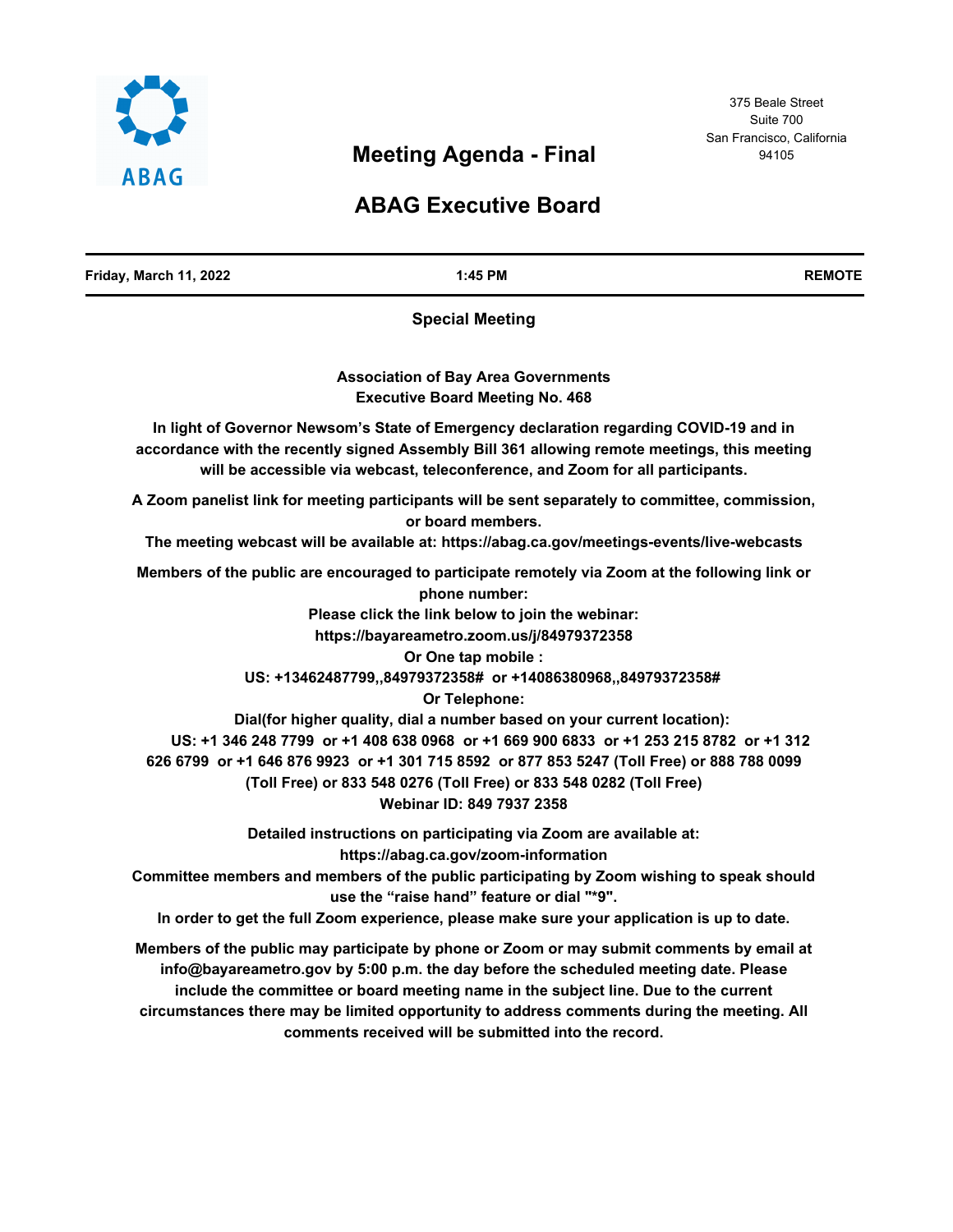ABAG

375 Beale Street
Suite 700
San Francisco, California
94105

# Meeting Agenda - Final

# ABAG Executive Board

| Friday, March 11, 2022 | 1:45 PM | REMOTE |
|---|---|---|

**Special Meeting**

**Association of Bay Area Governments**
**Executive Board Meeting No. 468**

**In light of Governor Newsom's State of Emergency declaration regarding COVID-19 and in accordance with the recently signed Assembly Bill 361 allowing remote meetings, this meeting will be accessible via webcast, teleconference, and Zoom for all participants.**

**A Zoom panelist link for meeting participants will be sent separately to committee, commission, or board members.**

**The meeting webcast will be available at: https://abag.ca.gov/meetings-events/live-webcasts**

**Members of the public are encouraged to participate remotely via Zoom at the following link or phone number:**

**Please click the link below to join the webinar:**

**https://bayareametro.zoom.us/j/84979372358**

**Or One tap mobile :**

**US: +13462487799,,84979372358# or +14086380968,,84979372358#**

**Or Telephone:**

**Dial(for higher quality, dial a number based on your current location):**

**US: +1 346 248 7799 or +1 408 638 0968 or +1 669 900 6833 or +1 253 215 8782 or +1 312 626 6799 or +1 646 876 9923 or +1 301 715 8592 or 877 853 5247 (Toll Free) or 888 788 0099 (Toll Free) or 833 548 0276 (Toll Free) or 833 548 0282 (Toll Free)**

**Webinar ID: 849 7937 2358**

**Detailed instructions on participating via Zoom are available at: https://abag.ca.gov/zoom-information**

**Committee members and members of the public participating by Zoom wishing to speak should use the "raise hand" feature or dial "*9".**

**In order to get the full Zoom experience, please make sure your application is up to date.**

**Members of the public may participate by phone or Zoom or may submit comments by email at info@bayareametro.gov by 5:00 p.m. the day before the scheduled meeting date. Please include the committee or board meeting name in the subject line. Due to the current circumstances there may be limited opportunity to address comments during the meeting. All comments received will be submitted into the record.**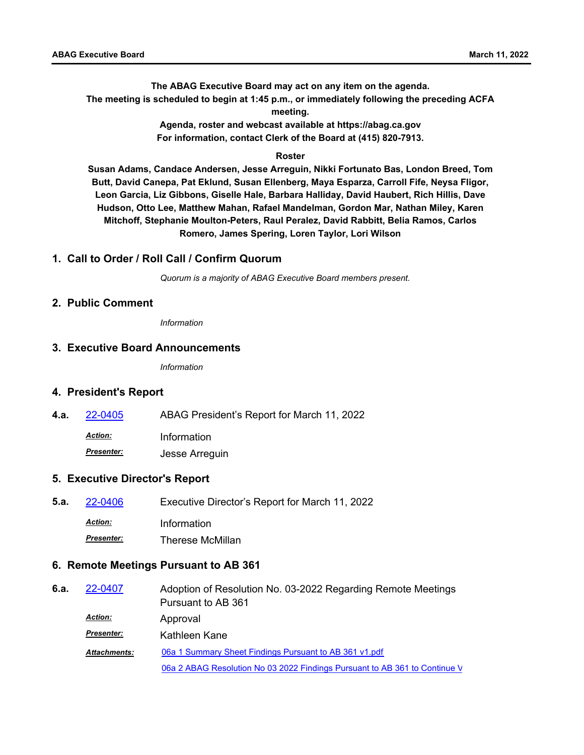**The ABAG Executive Board may act on any item on the agenda.**
**The meeting is scheduled to begin at 1:45 p.m., or immediately following the preceding ACFA meeting.**
**Agenda, roster and webcast available at https://abag.ca.gov**
**For information, contact Clerk of the Board at (415) 820-7913.**

**Roster**

**Susan Adams, Candace Andersen, Jesse Arreguin, Nikki Fortunato Bas, London Breed, Tom Butt, David Canepa, Pat Eklund, Susan Ellenberg, Maya Esparza, Carroll Fife, Neysa Fligor, Leon Garcia, Liz Gibbons, Giselle Hale, Barbara Halliday, David Haubert, Rich Hillis, Dave Hudson, Otto Lee, Matthew Mahan, Rafael Mandelman, Gordon Mar, Nathan Miley, Karen Mitchoff, Stephanie Moulton-Peters, Raul Peralez, David Rabbitt, Belia Ramos, Carlos Romero, James Spering, Loren Taylor, Lori Wilson**

## 1. Call to Order / Roll Call / Confirm Quorum

*Quorum is a majority of ABAG Executive Board members present.*

## 2. Public Comment

*Information*

## 3. Executive Board Announcements

*Information*

## 4. President's Report

**4.a.** 22-0405 ABAG President's Report for March 11, 2022

***Action:*** Information

***Presenter:*** Jesse Arreguin

## 5. Executive Director's Report

**5.a.** 22-0406 Executive Director's Report for March 11, 2022

***Action:*** Information

***Presenter:*** Therese McMillan

## 6. Remote Meetings Pursuant to AB 361

**6.a.** 22-0407 Adoption of Resolution No. 03-2022 Regarding Remote Meetings Pursuant to AB 361

***Action:*** Approval

***Presenter:*** Kathleen Kane

***Attachments:*** 06a 1 Summary Sheet Findings Pursuant to AB 361 v1.pdf

06a 2 ABAG Resolution No 03 2022 Findings Pursuant to AB 361 to Continue V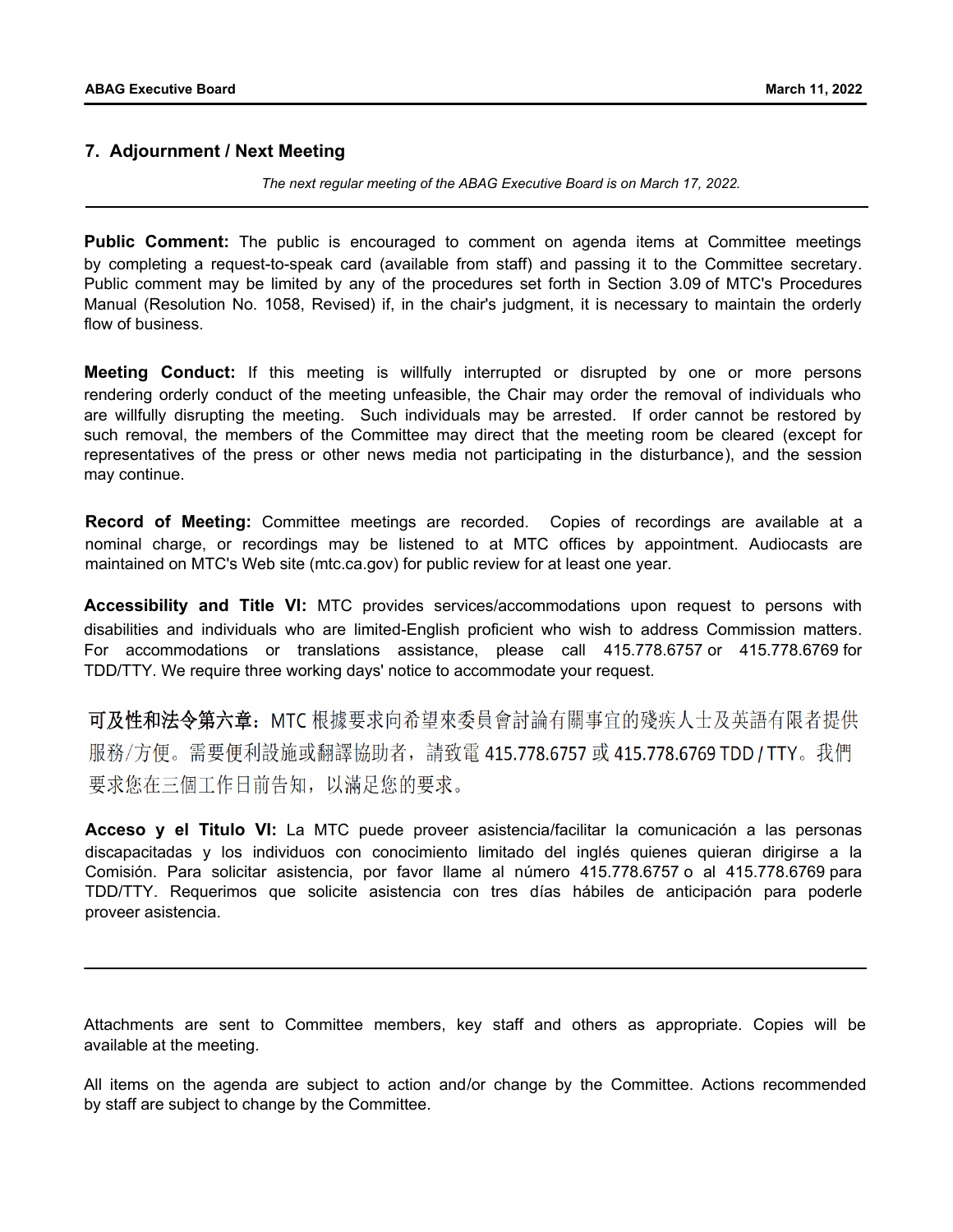## 7. Adjournment / Next Meeting

*The next regular meeting of the ABAG Executive Board is on March 17, 2022.*

---

**Public Comment:** The public is encouraged to comment on agenda items at Committee meetings by completing a request-to-speak card (available from staff) and passing it to the Committee secretary. Public comment may be limited by any of the procedures set forth in Section 3.09 of MTC's Procedures Manual (Resolution No. 1058, Revised) if, in the chair's judgment, it is necessary to maintain the orderly flow of business.

**Meeting Conduct:** If this meeting is willfully interrupted or disrupted by one or more persons rendering orderly conduct of the meeting unfeasible, the Chair may order the removal of individuals who are willfully disrupting the meeting. Such individuals may be arrested. If order cannot be restored by such removal, the members of the Committee may direct that the meeting room be cleared (except for representatives of the press or other news media not participating in the disturbance), and the session may continue.

**Record of Meeting:** Committee meetings are recorded. Copies of recordings are available at a nominal charge, or recordings may be listened to at MTC offices by appointment. Audiocasts are maintained on MTC's Web site (mtc.ca.gov) for public review for at least one year.

**Accessibility and Title VI:** MTC provides services/accommodations upon request to persons with disabilities and individuals who are limited-English proficient who wish to address Commission matters. For accommodations or translations assistance, please call 415.778.6757 or 415.778.6769 for TDD/TTY. We require three working days' notice to accommodate your request.

**可及性和法令第六章**：MTC 根據要求向希望來委員會討論有關事宜的殘疾人士及英語有限者提供服務/方便。需要便利設施或翻譯協助者，請致電 415.778.6757 或 415.778.6769 TDD / TTY。我們要求您在三個工作日前告知，以滿足您的要求。

**Acceso y el Titulo VI:** La MTC puede proveer asistencia/facilitar la comunicación a las personas discapacitadas y los individuos con conocimiento limitado del inglés quienes quieran dirigirse a la Comisión. Para solicitar asistencia, por favor llame al número 415.778.6757 o al 415.778.6769 para TDD/TTY. Requerimos que solicite asistencia con tres días hábiles de anticipación para poderle proveer asistencia.

---

Attachments are sent to Committee members, key staff and others as appropriate. Copies will be available at the meeting.

All items on the agenda are subject to action and/or change by the Committee. Actions recommended by staff are subject to change by the Committee.